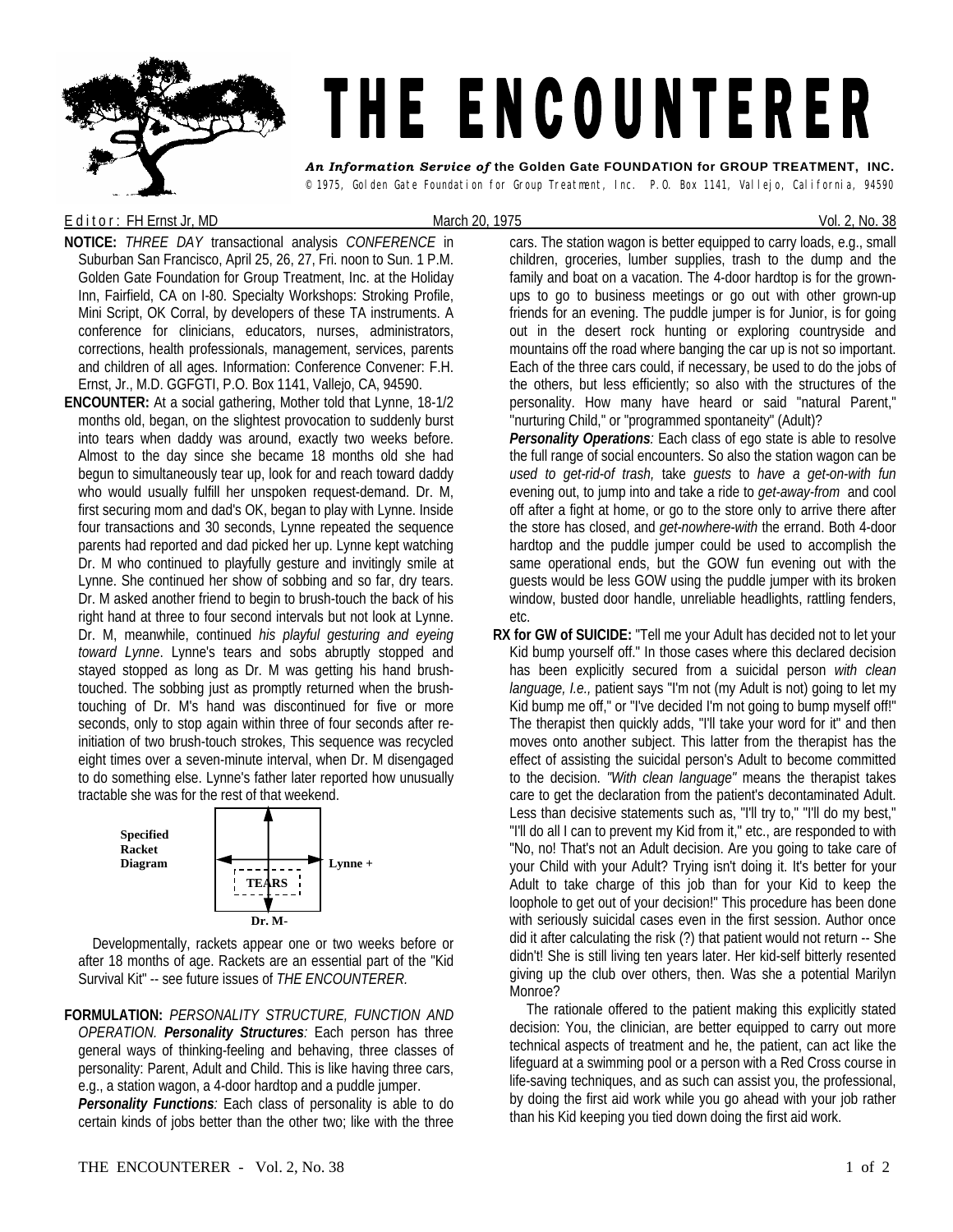# THE ENCOUNTER ER

***An Information Service of*** **the Golden Gate FOUNDATION for GROUP TREATMENT, INC.**

© 1975, Golden Gate Foundation for Group Treatment, Inc. P.O. Box 1141, Vallejo, California, 94590

Editor: FH Ernst Jr, MD — March 20, 1975 — Vol. 2, No. 38

**NOTICE:** *THREE DAY* transactional analysis *CONFERENCE* in Suburban San Francisco, April 25, 26, 27, Fri. noon to Sun. 1 P.M. Golden Gate Foundation for Group Treatment, Inc. at the Holiday Inn, Fairfield, CA on I-80. Specialty Workshops: Stroking Profile, Mini Script, OK Corral, by developers of these TA instruments. A conference for clinicians, educators, nurses, administrators, corrections, health professionals, management, services, parents and children of all ages. Information: Conference Convener: F.H. Ernst, Jr., M.D. GGFGTI, P.O. Box 1141, Vallejo, CA, 94590.

**ENCOUNTER:** At a social gathering, Mother told that Lynne, 18-1/2 months old, began, on the slightest provocation to suddenly burst into tears when daddy was around, exactly two weeks before. Almost to the day since she became 18 months old she had begun to simultaneously tear up, look for and reach toward daddy who would usually fulfill her unspoken request-demand. Dr. M, first securing mom and dad's OK, began to play with Lynne. Inside four transactions and 30 seconds, Lynne repeated the sequence parents had reported and dad picked her up. Lynne kept watching Dr. M who continued to playfully gesture and invitingly smile at Lynne. She continued her show of sobbing and so far, dry tears. Dr. M asked another friend to begin to brush-touch the back of his right hand at three to four second intervals but not look at Lynne. Dr. M, meanwhile, continued *his playful gesturing and eyeing toward Lynne*. Lynne's tears and sobs abruptly stopped and stayed stopped as long as Dr. M was getting his hand brush-touched. The sobbing just as promptly returned when the brush-touching of Dr. M's hand was discontinued for five or more seconds, only to stop again within three of four seconds after re-initiation of two brush-touch strokes, This sequence was recycled eight times over a seven-minute interval, when Dr. M disengaged to do something else. Lynne's father later reported how unusually tractable she was for the rest of that weekend.

**Specified Racket Diagram**

Lynne +

TEARS

Dr. M-

Developmentally, rackets appear one or two weeks before or after 18 months of age. Rackets are an essential part of the "Kid Survival Kit" -- see future issues of *THE ENCOUNTERER.*

**FORMULATION:** *PERSONALITY STRUCTURE, FUNCTION AND OPERATION.* ***Personality Structures****:* Each person has three general ways of thinking-feeling and behaving, three classes of personality: Parent, Adult and Child. This is like having three cars, e.g., a station wagon, a 4-door hardtop and a puddle jumper.

***Personality Functions****:* Each class of personality is able to do certain kinds of jobs better than the other two; like with the three cars. The station wagon is better equipped to carry loads, e.g., small children, groceries, lumber supplies, trash to the dump and the family and boat on a vacation. The 4-door hardtop is for the grown-ups to go to business meetings or go out with other grown-up friends for an evening. The puddle jumper is for Junior, is for going out in the desert rock hunting or exploring countryside and mountains off the road where banging the car up is not so important. Each of the three cars could, if necessary, be used to do the jobs of the others, but less efficiently; so also with the structures of the personality. How many have heard or said "natural Parent," "nurturing Child," or "programmed spontaneity" (Adult)?

***Personality Operations****:* Each class of ego state is able to resolve the full range of social encounters. So also the station wagon can be *used to get-rid-of trash,* take *guests* to *have a get-on-with fun* evening out, to jump into and take a ride to *get-away-from* and cool off after a fight at home, or go to the store only to arrive there after the store has closed, and *get-nowhere-with* the errand. Both 4-door hardtop and the puddle jumper could be used to accomplish the same operational ends, but the GOW fun evening out with the guests would be less GOW using the puddle jumper with its broken window, busted door handle, unreliable headlights, rattling fenders, etc.

**RX for GW of SUICIDE:** "Tell me your Adult has decided not to let your Kid bump yourself off." In those cases where this declared decision has been explicitly secured from a suicidal person *with clean language, I.e.,* patient says "I'm not (my Adult is not) going to let my Kid bump me off," or "I've decided I'm not going to bump myself off!" The therapist then quickly adds, "I'll take your word for it" and then moves onto another subject. This latter from the therapist has the effect of assisting the suicidal person's Adult to become committed to the decision. *"With clean language"* means the therapist takes care to get the declaration from the patient's decontaminated Adult. Less than decisive statements such as, "I'll try to," "I'll do my best," "I'll do all I can to prevent my Kid from it," etc., are responded to with "No, no! That's not an Adult decision. Are you going to take care of your Child with your Adult? Trying isn't doing it. It's better for your Adult to take charge of this job than for your Kid to keep the loophole to get out of your decision!" This procedure has been done with seriously suicidal cases even in the first session. Author once did it after calculating the risk (?) that patient would not return -- She didn't! She is still living ten years later. Her kid-self bitterly resented giving up the club over others, then. Was she a potential Marilyn Monroe?

The rationale offered to the patient making this explicitly stated decision: You, the clinician, are better equipped to carry out more technical aspects of treatment and he, the patient, can act like the lifeguard at a swimming pool or a person with a Red Cross course in life-saving techniques, and as such can assist you, the professional, by doing the first aid work while you go ahead with your job rather than his Kid keeping you tied down doing the first aid work.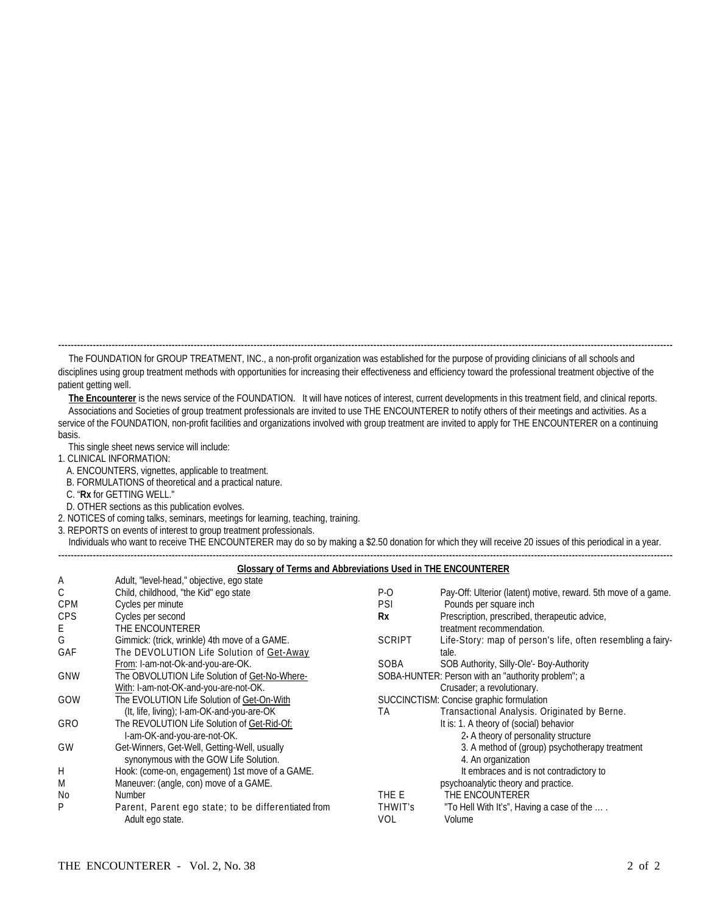---

The FOUNDATION for GROUP TREATMENT, INC., a non-profit organization was established for the purpose of providing clinicians of all schools and disciplines using group treatment methods with opportunities for increasing their effectiveness and efficiency toward the professional treatment objective of the patient getting well.

**The Encounterer** is the news service of the FOUNDATION. It will have notices of interest, current developments in this treatment field, and clinical reports.

Associations and Societies of group treatment professionals are invited to use THE ENCOUNTERER to notify others of their meetings and activities. As a service of the FOUNDATION, non-profit facilities and organizations involved with group treatment are invited to apply for THE ENCOUNTERER on a continuing basis.

This single sheet news service will include:

1. CLINICAL INFORMATION:
   - A. ENCOUNTERS, vignettes, applicable to treatment.
   - B. FORMULATIONS of theoretical and a practical nature.
   - C. "**Rx** for GETTING WELL."
   - D. OTHER sections as this publication evolves.
2. NOTICES of coming talks, seminars, meetings for learning, teaching, training.
3. REPORTS on events of interest to group treatment professionals.

Individuals who want to receive THE ENCOUNTERER may do so by making a $2.50 donation for which they will receive 20 issues of this periodical in a year.

---

## Glossary of Terms and Abbreviations Used in THE ENCOUNTERER

| | |
|---|---|
| A | Adult, "level-head," objective, ego state |
| C | Child, childhood, "the Kid" ego state |
| CPM | Cycles per minute |
| CPS | Cycles per second |
| E | THE ENCOUNTERER |
| G | Gimmick: (trick, wrinkle) 4th move of a GAME. |
| GAF | The DEVOLUTION Life Solution of Get-Away From: I-am-not-Ok-and-you-are-OK. |
| GNW | The OBVOLUTION Life Solution of Get-No-Where-With: I-am-not-OK-and-you-are-not-OK. |
| GOW | The EVOLUTION Life Solution of Get-On-With (It, life, living); I-am-OK-and-you-are-OK |
| GRO | The REVOLUTION Life Solution of Get-Rid-Of: I-am-OK-and-you-are-not-OK. |
| GW | Get-Winners, Get-Well, Getting-Well, usually synonymous with the GOW Life Solution. |
| H | Hook: (come-on, engagement) 1st move of a GAME. |
| M | Maneuver: (angle, con) move of a GAME. |
| No | Number |
| P | Parent, Parent ego state; to be differentiated from Adult ego state. |
| P-O | Pay-Off: Ulterior (latent) motive, reward. 5th move of a game. |
| PSI | Pounds per square inch |
| **Rx** | Prescription, prescribed, therapeutic advice, treatment recommendation. |
| SCRIPT | Life-Story: map of person's life, often resembling a fairy-tale. |
| SOBA | SOB Authority, Silly-Ole'- Boy-Authority |
| SOBA-HUNTER | Person with an "authority problem"; a Crusader; a revolutionary. |
| SUCCINCTISM | Concise graphic formulation |
| TA | Transactional Analysis. Originated by Berne. It is: 1. A theory of (social) behavior 2. A theory of personality structure 3. A method of (group) psychotherapy treatment 4. An organization. It embraces and is not contradictory to psychoanalytic theory and practice. |
| THE E | THE ENCOUNTERER |
| THWIT's | "To Hell With It's", Having a case of the … . |
| VOL | Volume |